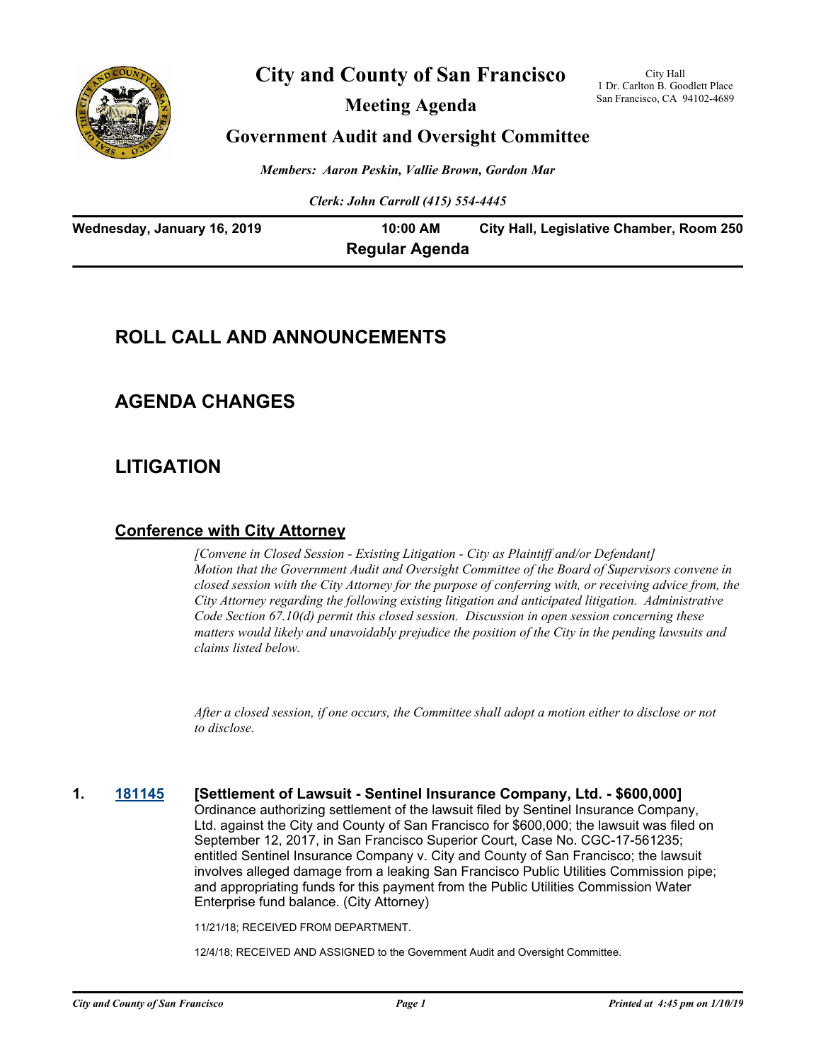# City and County of San Francisco

City Hall
1 Dr. Carlton B. Goodlett Place
San Francisco, CA 94102-4689

## Meeting Agenda

## Government Audit and Oversight Committee

*Members: Aaron Peskin, Vallie Brown, Gordon Mar*

*Clerk: John Carroll (415) 554-4445*

**Wednesday, January 16, 2019** | **10:00 AM** | **City Hall, Legislative Chamber, Room 250**

**Regular Agenda**

## ROLL CALL AND ANNOUNCEMENTS

## AGENDA CHANGES

## LITIGATION

### Conference with City Attorney

*[Convene in Closed Session - Existing Litigation - City as Plaintiff and/or Defendant] Motion that the Government Audit and Oversight Committee of the Board of Supervisors convene in closed session with the City Attorney for the purpose of conferring with, or receiving advice from, the City Attorney regarding the following existing litigation and anticipated litigation. Administrative Code Section 67.10(d) permit this closed session. Discussion in open session concerning these matters would likely and unavoidably prejudice the position of the City in the pending lawsuits and claims listed below.*

*After a closed session, if one occurs, the Committee shall adopt a motion either to disclose or not to disclose.*

**1. 181145 [Settlement of Lawsuit - Sentinel Insurance Company, Ltd. - $600,000]**

Ordinance authorizing settlement of the lawsuit filed by Sentinel Insurance Company, Ltd. against the City and County of San Francisco for $600,000; the lawsuit was filed on September 12, 2017, in San Francisco Superior Court, Case No. CGC-17-561235; entitled Sentinel Insurance Company v. City and County of San Francisco; the lawsuit involves alleged damage from a leaking San Francisco Public Utilities Commission pipe; and appropriating funds for this payment from the Public Utilities Commission Water Enterprise fund balance. (City Attorney)

11/21/18; RECEIVED FROM DEPARTMENT.

12/4/18; RECEIVED AND ASSIGNED to the Government Audit and Oversight Committee.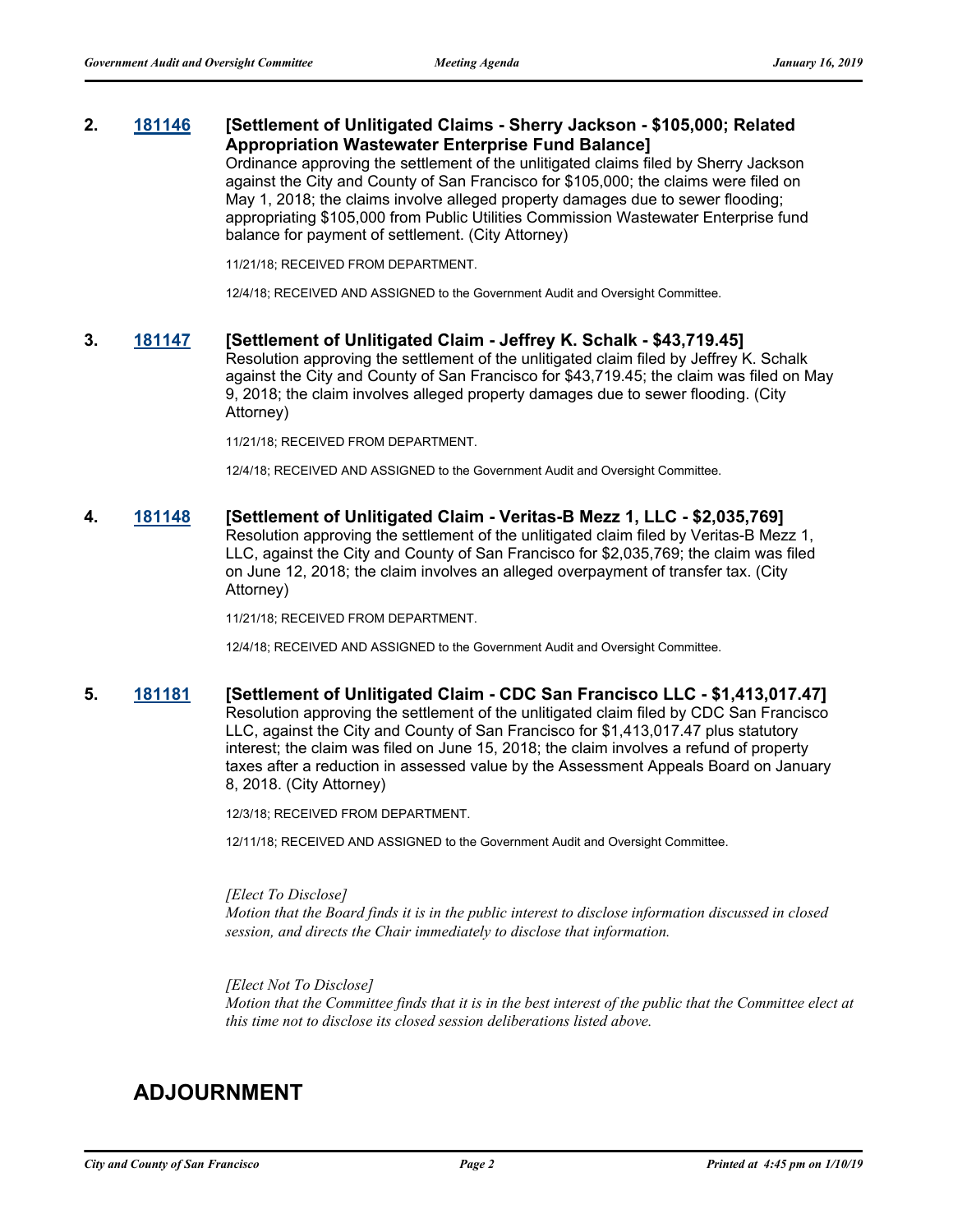**2. 181146 [Settlement of Unlitigated Claims - Sherry Jackson - $105,000; Related Appropriation Wastewater Enterprise Fund Balance]**

Ordinance approving the settlement of the unlitigated claims filed by Sherry Jackson against the City and County of San Francisco for $105,000; the claims were filed on May 1, 2018; the claims involve alleged property damages due to sewer flooding; appropriating $105,000 from Public Utilities Commission Wastewater Enterprise fund balance for payment of settlement. (City Attorney)

11/21/18; RECEIVED FROM DEPARTMENT.

12/4/18; RECEIVED AND ASSIGNED to the Government Audit and Oversight Committee.

**3. 181147 [Settlement of Unlitigated Claim - Jeffrey K. Schalk - $43,719.45]**

Resolution approving the settlement of the unlitigated claim filed by Jeffrey K. Schalk against the City and County of San Francisco for $43,719.45; the claim was filed on May 9, 2018; the claim involves alleged property damages due to sewer flooding. (City Attorney)

11/21/18; RECEIVED FROM DEPARTMENT.

12/4/18; RECEIVED AND ASSIGNED to the Government Audit and Oversight Committee.

**4. 181148 [Settlement of Unlitigated Claim - Veritas-B Mezz 1, LLC - $2,035,769]**

Resolution approving the settlement of the unlitigated claim filed by Veritas-B Mezz 1, LLC, against the City and County of San Francisco for $2,035,769; the claim was filed on June 12, 2018; the claim involves an alleged overpayment of transfer tax. (City Attorney)

11/21/18; RECEIVED FROM DEPARTMENT.

12/4/18; RECEIVED AND ASSIGNED to the Government Audit and Oversight Committee.

**5. 181181 [Settlement of Unlitigated Claim - CDC San Francisco LLC - $1,413,017.47]**

Resolution approving the settlement of the unlitigated claim filed by CDC San Francisco LLC, against the City and County of San Francisco for $1,413,017.47 plus statutory interest; the claim was filed on June 15, 2018; the claim involves a refund of property taxes after a reduction in assessed value by the Assessment Appeals Board on January 8, 2018. (City Attorney)

12/3/18; RECEIVED FROM DEPARTMENT.

12/11/18; RECEIVED AND ASSIGNED to the Government Audit and Oversight Committee.

*[Elect To Disclose]*
*Motion that the Board finds it is in the public interest to disclose information discussed in closed session, and directs the Chair immediately to disclose that information.*

*[Elect Not To Disclose]*
*Motion that the Committee finds that it is in the best interest of the public that the Committee elect at this time not to disclose its closed session deliberations listed above.*

## ADJOURNMENT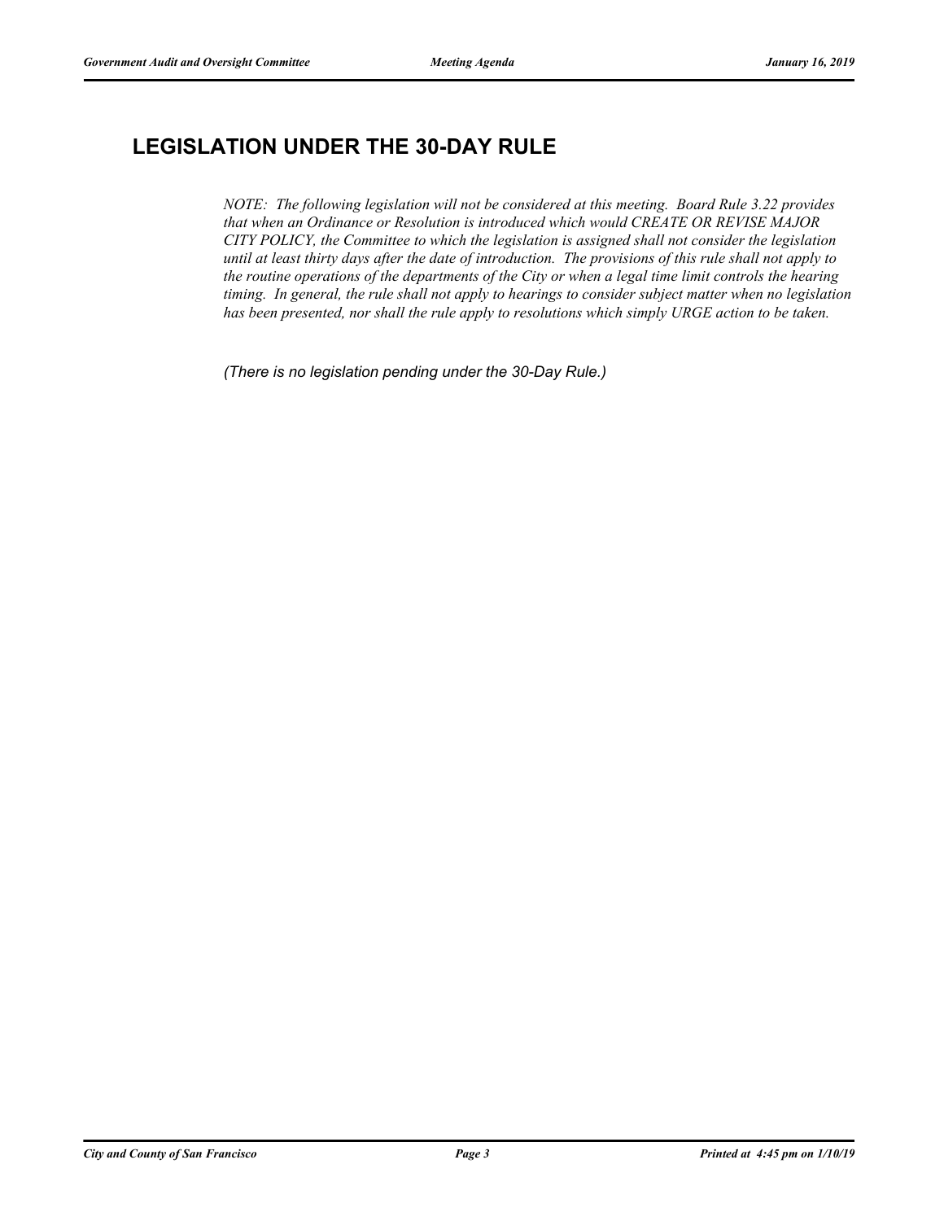## LEGISLATION UNDER THE 30-DAY RULE

*NOTE: The following legislation will not be considered at this meeting. Board Rule 3.22 provides that when an Ordinance or Resolution is introduced which would CREATE OR REVISE MAJOR CITY POLICY, the Committee to which the legislation is assigned shall not consider the legislation until at least thirty days after the date of introduction. The provisions of this rule shall not apply to the routine operations of the departments of the City or when a legal time limit controls the hearing timing. In general, the rule shall not apply to hearings to consider subject matter when no legislation has been presented, nor shall the rule apply to resolutions which simply URGE action to be taken.*

*(There is no legislation pending under the 30-Day Rule.)*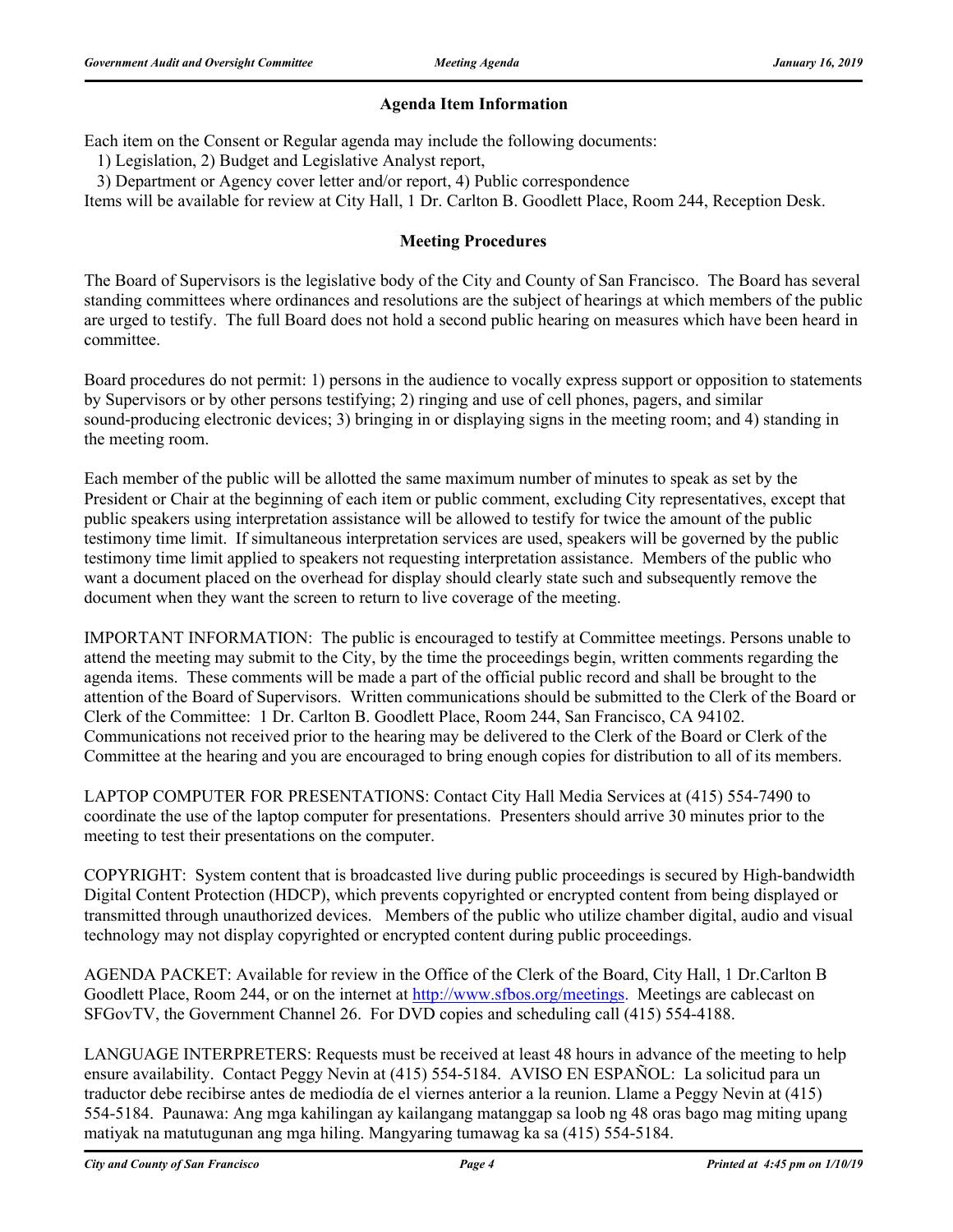## Agenda Item Information

Each item on the Consent or Regular agenda may include the following documents:

1) Legislation, 2) Budget and Legislative Analyst report,

3) Department or Agency cover letter and/or report, 4) Public correspondence

Items will be available for review at City Hall, 1 Dr. Carlton B. Goodlett Place, Room 244, Reception Desk.

## Meeting Procedures

The Board of Supervisors is the legislative body of the City and County of San Francisco. The Board has several standing committees where ordinances and resolutions are the subject of hearings at which members of the public are urged to testify. The full Board does not hold a second public hearing on measures which have been heard in committee.

Board procedures do not permit: 1) persons in the audience to vocally express support or opposition to statements by Supervisors or by other persons testifying; 2) ringing and use of cell phones, pagers, and similar sound-producing electronic devices; 3) bringing in or displaying signs in the meeting room; and 4) standing in the meeting room.

Each member of the public will be allotted the same maximum number of minutes to speak as set by the President or Chair at the beginning of each item or public comment, excluding City representatives, except that public speakers using interpretation assistance will be allowed to testify for twice the amount of the public testimony time limit. If simultaneous interpretation services are used, speakers will be governed by the public testimony time limit applied to speakers not requesting interpretation assistance. Members of the public who want a document placed on the overhead for display should clearly state such and subsequently remove the document when they want the screen to return to live coverage of the meeting.

IMPORTANT INFORMATION: The public is encouraged to testify at Committee meetings. Persons unable to attend the meeting may submit to the City, by the time the proceedings begin, written comments regarding the agenda items. These comments will be made a part of the official public record and shall be brought to the attention of the Board of Supervisors. Written communications should be submitted to the Clerk of the Board or Clerk of the Committee: 1 Dr. Carlton B. Goodlett Place, Room 244, San Francisco, CA 94102. Communications not received prior to the hearing may be delivered to the Clerk of the Board or Clerk of the Committee at the hearing and you are encouraged to bring enough copies for distribution to all of its members.

LAPTOP COMPUTER FOR PRESENTATIONS: Contact City Hall Media Services at (415) 554-7490 to coordinate the use of the laptop computer for presentations. Presenters should arrive 30 minutes prior to the meeting to test their presentations on the computer.

COPYRIGHT: System content that is broadcasted live during public proceedings is secured by High-bandwidth Digital Content Protection (HDCP), which prevents copyrighted or encrypted content from being displayed or transmitted through unauthorized devices. Members of the public who utilize chamber digital, audio and visual technology may not display copyrighted or encrypted content during public proceedings.

AGENDA PACKET: Available for review in the Office of the Clerk of the Board, City Hall, 1 Dr.Carlton B Goodlett Place, Room 244, or on the internet at http://www.sfbos.org/meetings. Meetings are cablecast on SFGovTV, the Government Channel 26. For DVD copies and scheduling call (415) 554-4188.

LANGUAGE INTERPRETERS: Requests must be received at least 48 hours in advance of the meeting to help ensure availability. Contact Peggy Nevin at (415) 554-5184. AVISO EN ESPAÑOL: La solicitud para un traductor debe recibirse antes de mediodía de el viernes anterior a la reunion. Llame a Peggy Nevin at (415) 554-5184. Paunawa: Ang mga kahilingan ay kailangang matanggap sa loob ng 48 oras bago mag miting upang matiyak na matutugunan ang mga hiling. Mangyaring tumawag ka sa (415) 554-5184.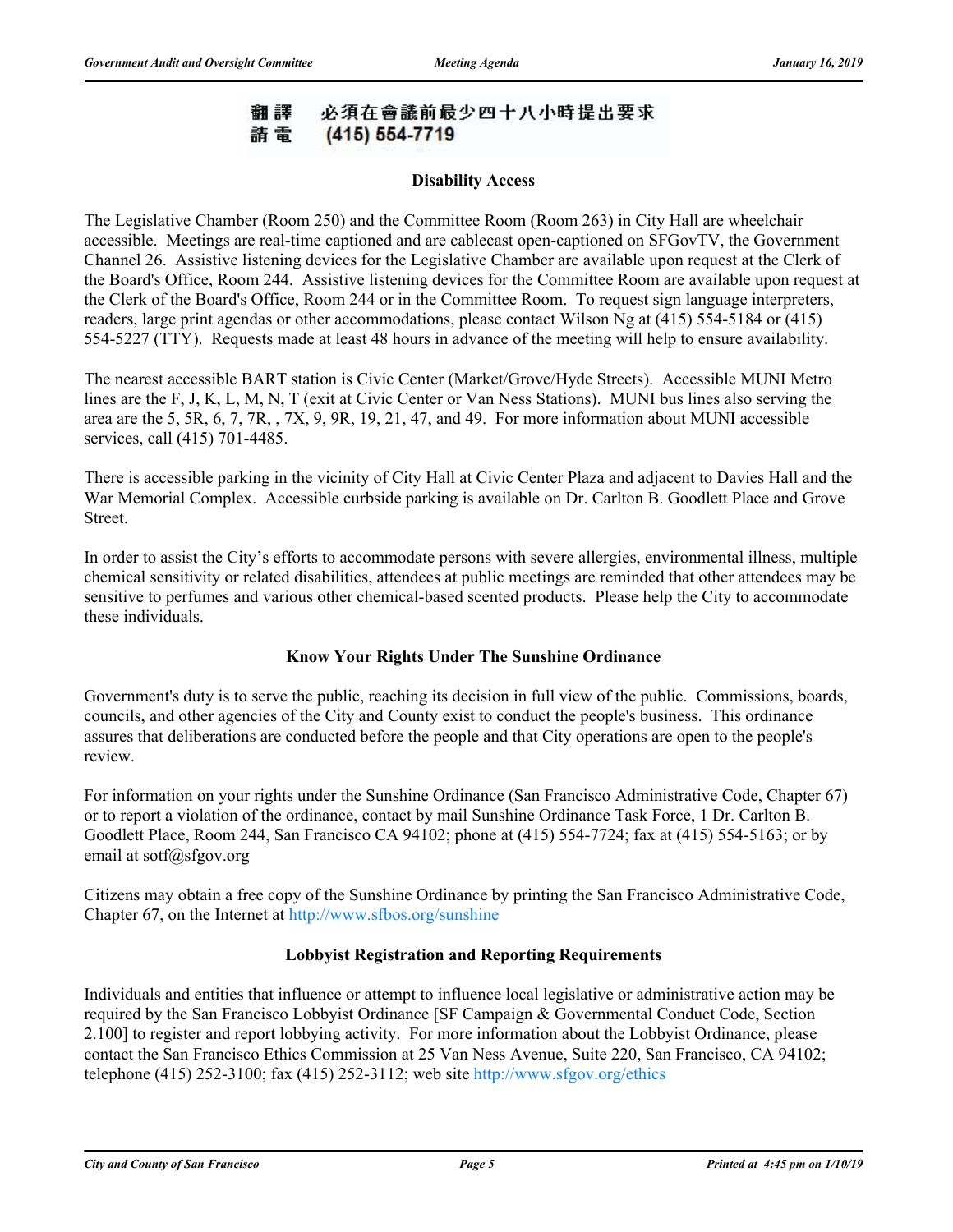翻譯　必須在會議前最少四十八小時提出要求
請電　(415) 554-7719

**Disability Access**

The Legislative Chamber (Room 250) and the Committee Room (Room 263) in City Hall are wheelchair accessible. Meetings are real-time captioned and are cablecast open-captioned on SFGovTV, the Government Channel 26. Assistive listening devices for the Legislative Chamber are available upon request at the Clerk of the Board's Office, Room 244. Assistive listening devices for the Committee Room are available upon request at the Clerk of the Board's Office, Room 244 or in the Committee Room. To request sign language interpreters, readers, large print agendas or other accommodations, please contact Wilson Ng at (415) 554-5184 or (415) 554-5227 (TTY). Requests made at least 48 hours in advance of the meeting will help to ensure availability.

The nearest accessible BART station is Civic Center (Market/Grove/Hyde Streets). Accessible MUNI Metro lines are the F, J, K, L, M, N, T (exit at Civic Center or Van Ness Stations). MUNI bus lines also serving the area are the 5, 5R, 6, 7, 7R, , 7X, 9, 9R, 19, 21, 47, and 49. For more information about MUNI accessible services, call (415) 701-4485.

There is accessible parking in the vicinity of City Hall at Civic Center Plaza and adjacent to Davies Hall and the War Memorial Complex. Accessible curbside parking is available on Dr. Carlton B. Goodlett Place and Grove Street.

In order to assist the City's efforts to accommodate persons with severe allergies, environmental illness, multiple chemical sensitivity or related disabilities, attendees at public meetings are reminded that other attendees may be sensitive to perfumes and various other chemical-based scented products. Please help the City to accommodate these individuals.

**Know Your Rights Under The Sunshine Ordinance**

Government's duty is to serve the public, reaching its decision in full view of the public. Commissions, boards, councils, and other agencies of the City and County exist to conduct the people's business. This ordinance assures that deliberations are conducted before the people and that City operations are open to the people's review.

For information on your rights under the Sunshine Ordinance (San Francisco Administrative Code, Chapter 67) or to report a violation of the ordinance, contact by mail Sunshine Ordinance Task Force, 1 Dr. Carlton B. Goodlett Place, Room 244, San Francisco CA 94102; phone at (415) 554-7724; fax at (415) 554-5163; or by email at sotf@sfgov.org

Citizens may obtain a free copy of the Sunshine Ordinance by printing the San Francisco Administrative Code, Chapter 67, on the Internet at http://www.sfbos.org/sunshine

**Lobbyist Registration and Reporting Requirements**

Individuals and entities that influence or attempt to influence local legislative or administrative action may be required by the San Francisco Lobbyist Ordinance [SF Campaign & Governmental Conduct Code, Section 2.100] to register and report lobbying activity. For more information about the Lobbyist Ordinance, please contact the San Francisco Ethics Commission at 25 Van Ness Avenue, Suite 220, San Francisco, CA 94102; telephone (415) 252-3100; fax (415) 252-3112; web site http://www.sfgov.org/ethics